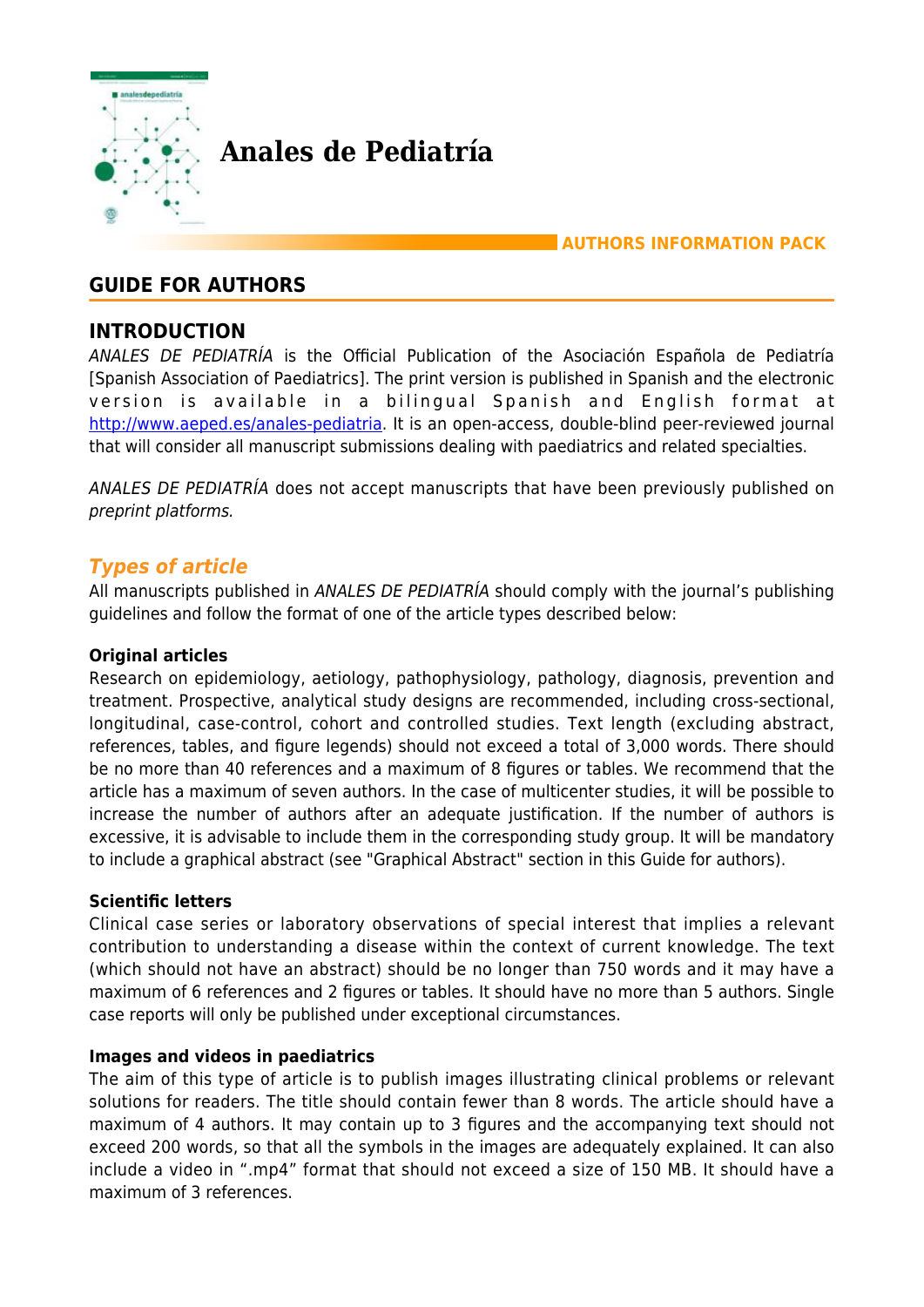# Anales de Pediatría

**AUTHORS INFORMATION PACK**

## GUIDE FOR AUTHORS

## INTRODUCTION

*ANALES DE PEDIATRÍA* is the Official Publication of the Asociación Española de Pediatría [Spanish Association of Paediatrics]. The print version is published in Spanish and the electronic version is available in a bilingual Spanish and English format at http://www.aeped.es/anales-pediatria. It is an open-access, double-blind peer-reviewed journal that will consider all manuscript submissions dealing with paediatrics and related specialties.

*ANALES DE PEDIATRÍA* does not accept manuscripts that have been previously published on *preprint platforms.*

### *Types of article*

All manuscripts published in *ANALES DE PEDIATRÍA* should comply with the journal's publishing guidelines and follow the format of one of the article types described below:

**Original articles**

Research on epidemiology, aetiology, pathophysiology, pathology, diagnosis, prevention and treatment. Prospective, analytical study designs are recommended, including cross-sectional, longitudinal, case-control, cohort and controlled studies. Text length (excluding abstract, references, tables, and figure legends) should not exceed a total of 3,000 words. There should be no more than 40 references and a maximum of 8 figures or tables. We recommend that the article has a maximum of seven authors. In the case of multicenter studies, it will be possible to increase the number of authors after an adequate justification. If the number of authors is excessive, it is advisable to include them in the corresponding study group. It will be mandatory to include a graphical abstract (see "Graphical Abstract" section in this Guide for authors).

**Scientific letters**

Clinical case series or laboratory observations of special interest that implies a relevant contribution to understanding a disease within the context of current knowledge. The text (which should not have an abstract) should be no longer than 750 words and it may have a maximum of 6 references and 2 figures or tables. It should have no more than 5 authors. Single case reports will only be published under exceptional circumstances.

**Images and videos in paediatrics**

The aim of this type of article is to publish images illustrating clinical problems or relevant solutions for readers. The title should contain fewer than 8 words. The article should have a maximum of 4 authors. It may contain up to 3 figures and the accompanying text should not exceed 200 words, so that all the symbols in the images are adequately explained. It can also include a video in ".mp4" format that should not exceed a size of 150 MB. It should have a maximum of 3 references.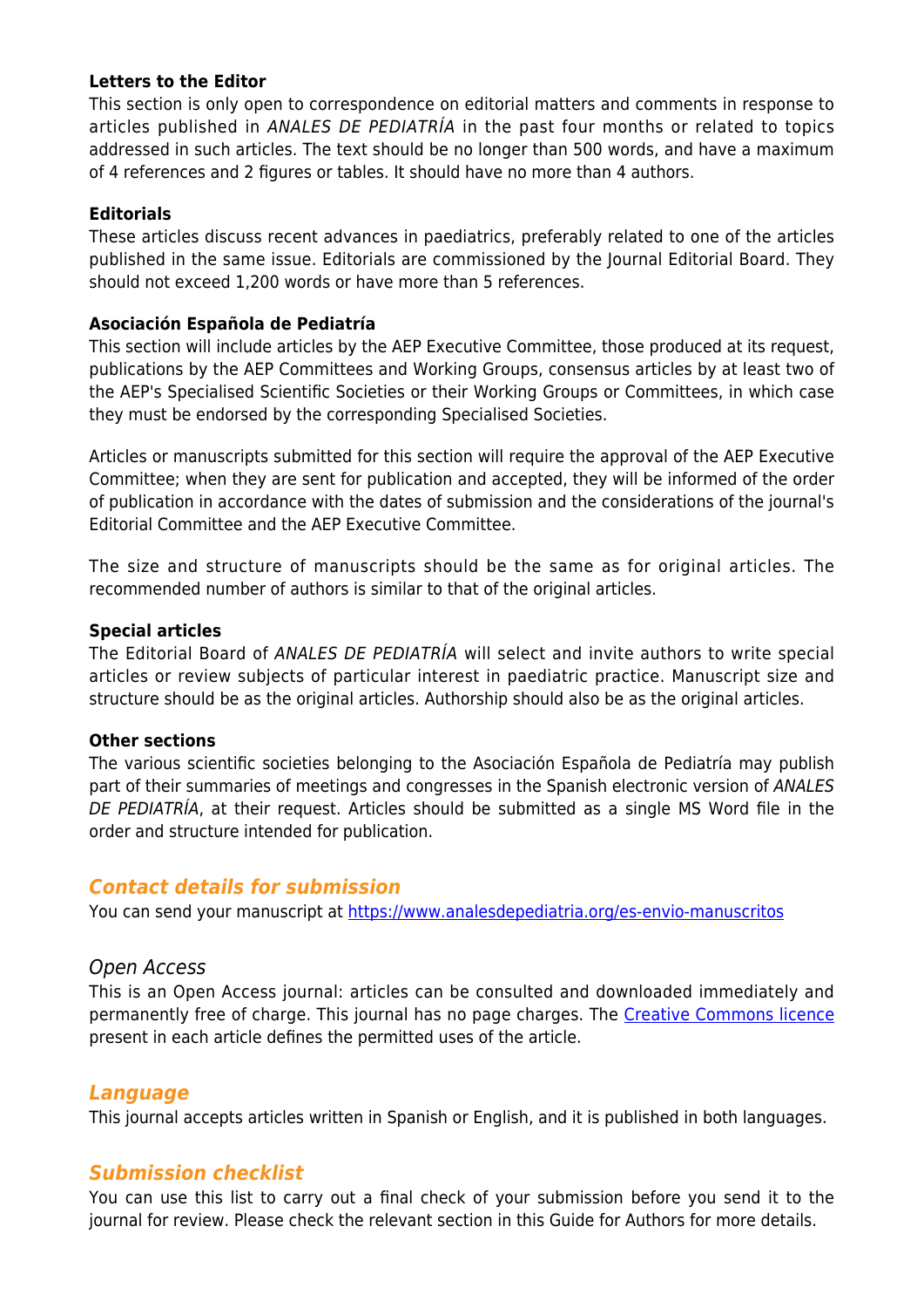**Letters to the Editor**

This section is only open to correspondence on editorial matters and comments in response to articles published in *ANALES DE PEDIATRÍA* in the past four months or related to topics addressed in such articles. The text should be no longer than 500 words, and have a maximum of 4 references and 2 figures or tables. It should have no more than 4 authors.

**Editorials**

These articles discuss recent advances in paediatrics, preferably related to one of the articles published in the same issue. Editorials are commissioned by the Journal Editorial Board. They should not exceed 1,200 words or have more than 5 references.

**Asociación Española de Pediatría**

This section will include articles by the AEP Executive Committee, those produced at its request, publications by the AEP Committees and Working Groups, consensus articles by at least two of the AEP's Specialised Scientific Societies or their Working Groups or Committees, in which case they must be endorsed by the corresponding Specialised Societies.

Articles or manuscripts submitted for this section will require the approval of the AEP Executive Committee; when they are sent for publication and accepted, they will be informed of the order of publication in accordance with the dates of submission and the considerations of the journal's Editorial Committee and the AEP Executive Committee.

The size and structure of manuscripts should be the same as for original articles. The recommended number of authors is similar to that of the original articles.

**Special articles**

The Editorial Board of *ANALES DE PEDIATRÍA* will select and invite authors to write special articles or review subjects of particular interest in paediatric practice. Manuscript size and structure should be as the original articles. Authorship should also be as the original articles.

**Other sections**

The various scientific societies belonging to the Asociación Española de Pediatría may publish part of their summaries of meetings and congresses in the Spanish electronic version of *ANALES DE PEDIATRÍA*, at their request. Articles should be submitted as a single MS Word file in the order and structure intended for publication.

## *Contact details for submission*

You can send your manuscript at https://www.analesdepediatria.org/es-envio-manuscritos

### *Open Access*

This is an Open Access journal: articles can be consulted and downloaded immediately and permanently free of charge. This journal has no page charges. The Creative Commons licence present in each article defines the permitted uses of the article.

## *Language*

This journal accepts articles written in Spanish or English, and it is published in both languages.

## *Submission checklist*

You can use this list to carry out a final check of your submission before you send it to the journal for review. Please check the relevant section in this Guide for Authors for more details.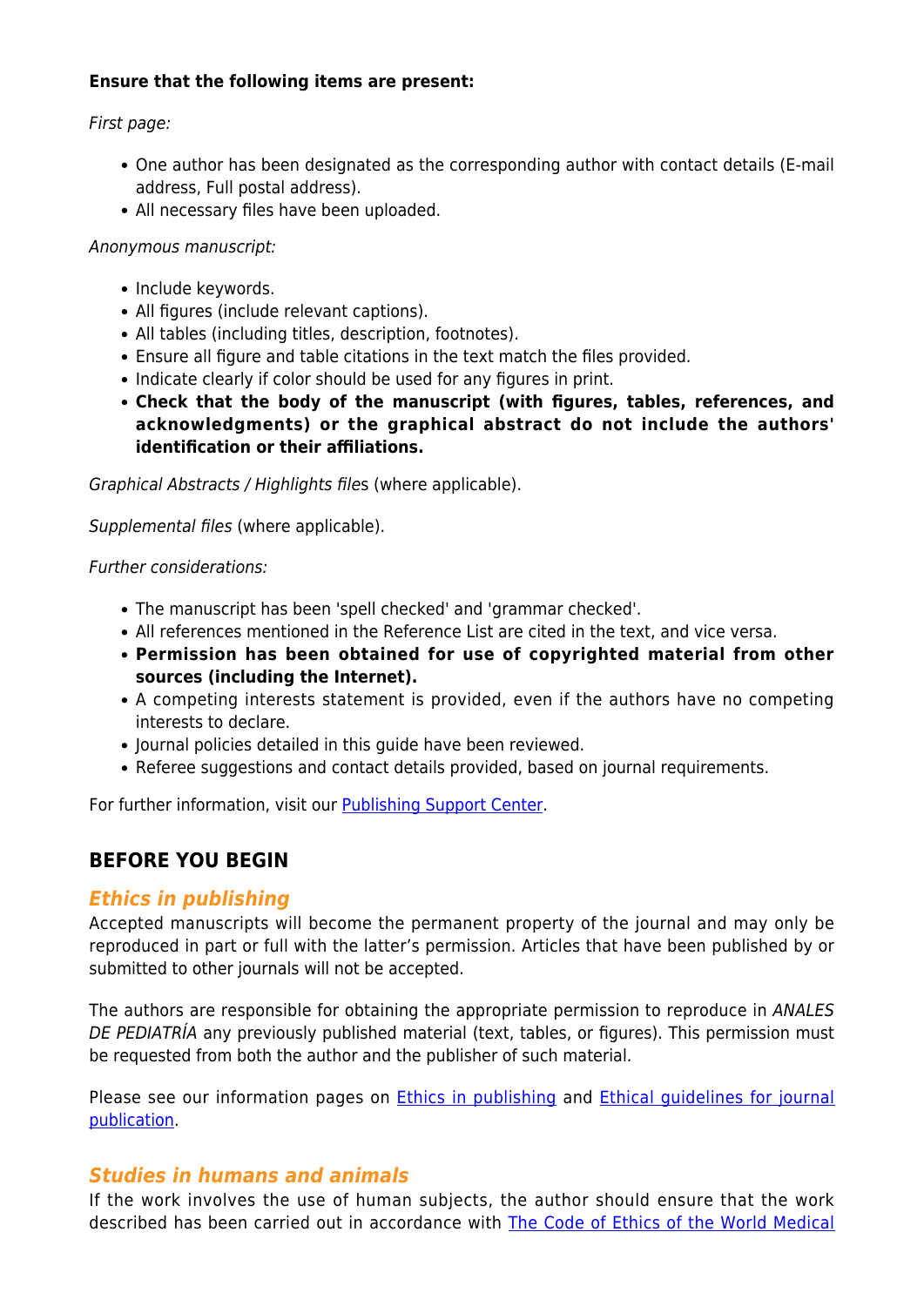**Ensure that the following items are present:**

*First page:*

- One author has been designated as the corresponding author with contact details (E-mail address, Full postal address).
- All necessary files have been uploaded.

*Anonymous manuscript:*

- Include keywords.
- All figures (include relevant captions).
- All tables (including titles, description, footnotes).
- Ensure all figure and table citations in the text match the files provided.
- Indicate clearly if color should be used for any figures in print.
- **Check that the body of the manuscript (with figures, tables, references, and acknowledgments) or the graphical abstract do not include the authors' identification or their affiliations.**

*Graphical Abstracts / Highlights file*s (where applicable).

*Supplemental files* (where applicable).

*Further considerations:*

- The manuscript has been 'spell checked' and 'grammar checked'.
- All references mentioned in the Reference List are cited in the text, and vice versa.
- **Permission has been obtained for use of copyrighted material from other sources (including the Internet).**
- A competing interests statement is provided, even if the authors have no competing interests to declare.
- Journal policies detailed in this guide have been reviewed.
- Referee suggestions and contact details provided, based on journal requirements.

For further information, visit our Publishing Support Center.

## BEFORE YOU BEGIN

### *Ethics in publishing*

Accepted manuscripts will become the permanent property of the journal and may only be reproduced in part or full with the latter's permission. Articles that have been published by or submitted to other journals will not be accepted.

The authors are responsible for obtaining the appropriate permission to reproduce in *ANALES DE PEDIATRÍA* any previously published material (text, tables, or figures). This permission must be requested from both the author and the publisher of such material.

Please see our information pages on Ethics in publishing and Ethical guidelines for journal publication.

### *Studies in humans and animals*

If the work involves the use of human subjects, the author should ensure that the work described has been carried out in accordance with The Code of Ethics of the World Medical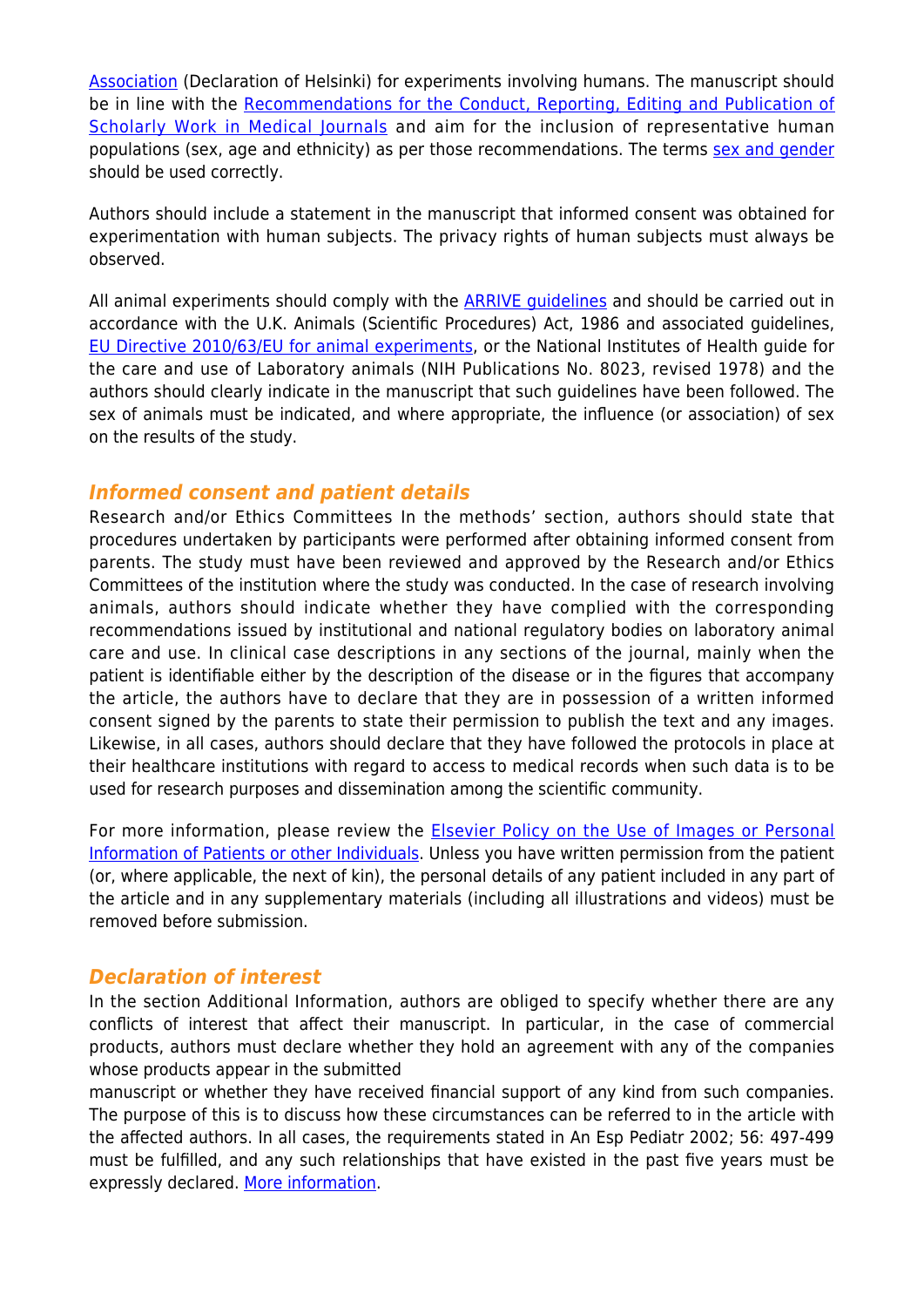Association (Declaration of Helsinki) for experiments involving humans. The manuscript should be in line with the Recommendations for the Conduct, Reporting, Editing and Publication of Scholarly Work in Medical Journals and aim for the inclusion of representative human populations (sex, age and ethnicity) as per those recommendations. The terms sex and gender should be used correctly.

Authors should include a statement in the manuscript that informed consent was obtained for experimentation with human subjects. The privacy rights of human subjects must always be observed.

All animal experiments should comply with the ARRIVE guidelines and should be carried out in accordance with the U.K. Animals (Scientific Procedures) Act, 1986 and associated guidelines, EU Directive 2010/63/EU for animal experiments, or the National Institutes of Health guide for the care and use of Laboratory animals (NIH Publications No. 8023, revised 1978) and the authors should clearly indicate in the manuscript that such guidelines have been followed. The sex of animals must be indicated, and where appropriate, the influence (or association) of sex on the results of the study.

## *Informed consent and patient details*

Research and/or Ethics Committees In the methods' section, authors should state that procedures undertaken by participants were performed after obtaining informed consent from parents. The study must have been reviewed and approved by the Research and/or Ethics Committees of the institution where the study was conducted. In the case of research involving animals, authors should indicate whether they have complied with the corresponding recommendations issued by institutional and national regulatory bodies on laboratory animal care and use. In clinical case descriptions in any sections of the journal, mainly when the patient is identifiable either by the description of the disease or in the figures that accompany the article, the authors have to declare that they are in possession of a written informed consent signed by the parents to state their permission to publish the text and any images. Likewise, in all cases, authors should declare that they have followed the protocols in place at their healthcare institutions with regard to access to medical records when such data is to be used for research purposes and dissemination among the scientific community.

For more information, please review the Elsevier Policy on the Use of Images or Personal Information of Patients or other Individuals. Unless you have written permission from the patient (or, where applicable, the next of kin), the personal details of any patient included in any part of the article and in any supplementary materials (including all illustrations and videos) must be removed before submission.

## *Declaration of interest*

In the section Additional Information, authors are obliged to specify whether there are any conflicts of interest that affect their manuscript. In particular, in the case of commercial products, authors must declare whether they hold an agreement with any of the companies whose products appear in the submitted manuscript or whether they have received financial support of any kind from such companies. The purpose of this is to discuss how these circumstances can be referred to in the article with the affected authors. In all cases, the requirements stated in An Esp Pediatr 2002; 56: 497-499 must be fulfilled, and any such relationships that have existed in the past five years must be expressly declared. More information.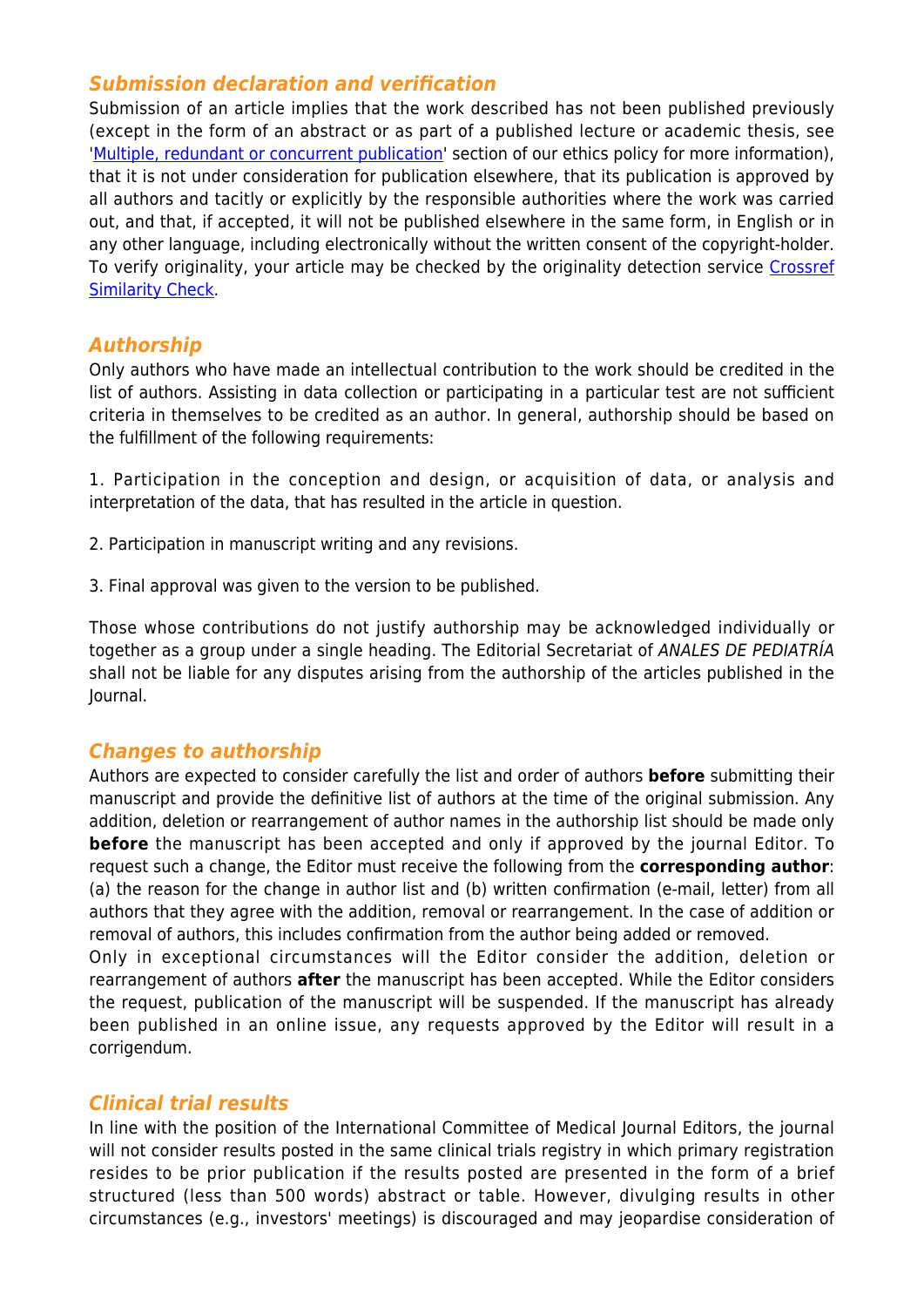### *Submission declaration and verification*

Submission of an article implies that the work described has not been published previously (except in the form of an abstract or as part of a published lecture or academic thesis, see 'Multiple, redundant or concurrent publication' section of our ethics policy for more information), that it is not under consideration for publication elsewhere, that its publication is approved by all authors and tacitly or explicitly by the responsible authorities where the work was carried out, and that, if accepted, it will not be published elsewhere in the same form, in English or in any other language, including electronically without the written consent of the copyright-holder. To verify originality, your article may be checked by the originality detection service Crossref Similarity Check.

### *Authorship*

Only authors who have made an intellectual contribution to the work should be credited in the list of authors. Assisting in data collection or participating in a particular test are not sufficient criteria in themselves to be credited as an author. In general, authorship should be based on the fulfillment of the following requirements:

1. Participation in the conception and design, or acquisition of data, or analysis and interpretation of the data, that has resulted in the article in question.

2. Participation in manuscript writing and any revisions.

3. Final approval was given to the version to be published.

Those whose contributions do not justify authorship may be acknowledged individually or together as a group under a single heading. The Editorial Secretariat of *ANALES DE PEDIATRÍA* shall not be liable for any disputes arising from the authorship of the articles published in the Journal.

### *Changes to authorship*

Authors are expected to consider carefully the list and order of authors **before** submitting their manuscript and provide the definitive list of authors at the time of the original submission. Any addition, deletion or rearrangement of author names in the authorship list should be made only **before** the manuscript has been accepted and only if approved by the journal Editor. To request such a change, the Editor must receive the following from the **corresponding author**: (a) the reason for the change in author list and (b) written confirmation (e-mail, letter) from all authors that they agree with the addition, removal or rearrangement. In the case of addition or removal of authors, this includes confirmation from the author being added or removed.
Only in exceptional circumstances will the Editor consider the addition, deletion or rearrangement of authors **after** the manuscript has been accepted. While the Editor considers the request, publication of the manuscript will be suspended. If the manuscript has already been published in an online issue, any requests approved by the Editor will result in a corrigendum.

### *Clinical trial results*

In line with the position of the International Committee of Medical Journal Editors, the journal will not consider results posted in the same clinical trials registry in which primary registration resides to be prior publication if the results posted are presented in the form of a brief structured (less than 500 words) abstract or table. However, divulging results in other circumstances (e.g., investors' meetings) is discouraged and may jeopardise consideration of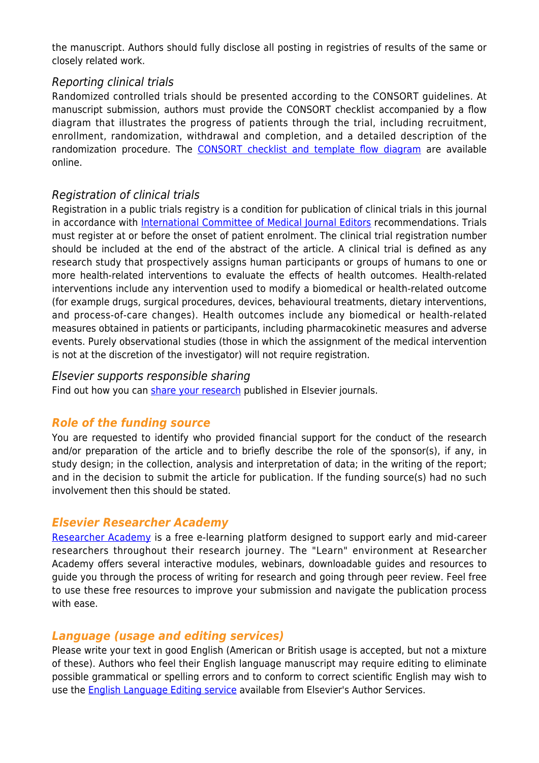the manuscript. Authors should fully disclose all posting in registries of results of the same or closely related work.

### *Reporting clinical trials*

Randomized controlled trials should be presented according to the CONSORT guidelines. At manuscript submission, authors must provide the CONSORT checklist accompanied by a flow diagram that illustrates the progress of patients through the trial, including recruitment, enrollment, randomization, withdrawal and completion, and a detailed description of the randomization procedure. The CONSORT checklist and template flow diagram are available online.

### *Registration of clinical trials*

Registration in a public trials registry is a condition for publication of clinical trials in this journal in accordance with International Committee of Medical Journal Editors recommendations. Trials must register at or before the onset of patient enrolment. The clinical trial registration number should be included at the end of the abstract of the article. A clinical trial is defined as any research study that prospectively assigns human participants or groups of humans to one or more health-related interventions to evaluate the effects of health outcomes. Health-related interventions include any intervention used to modify a biomedical or health-related outcome (for example drugs, surgical procedures, devices, behavioural treatments, dietary interventions, and process-of-care changes). Health outcomes include any biomedical or health-related measures obtained in patients or participants, including pharmacokinetic measures and adverse events. Purely observational studies (those in which the assignment of the medical intervention is not at the discretion of the investigator) will not require registration.

### *Elsevier supports responsible sharing*

Find out how you can share your research published in Elsevier journals.

## ***Role of the funding source***

You are requested to identify who provided financial support for the conduct of the research and/or preparation of the article and to briefly describe the role of the sponsor(s), if any, in study design; in the collection, analysis and interpretation of data; in the writing of the report; and in the decision to submit the article for publication. If the funding source(s) had no such involvement then this should be stated.

## ***Elsevier Researcher Academy***

Researcher Academy is a free e-learning platform designed to support early and mid-career researchers throughout their research journey. The "Learn" environment at Researcher Academy offers several interactive modules, webinars, downloadable guides and resources to guide you through the process of writing for research and going through peer review. Feel free to use these free resources to improve your submission and navigate the publication process with ease.

## ***Language (usage and editing services)***

Please write your text in good English (American or British usage is accepted, but not a mixture of these). Authors who feel their English language manuscript may require editing to eliminate possible grammatical or spelling errors and to conform to correct scientific English may wish to use the English Language Editing service available from Elsevier's Author Services.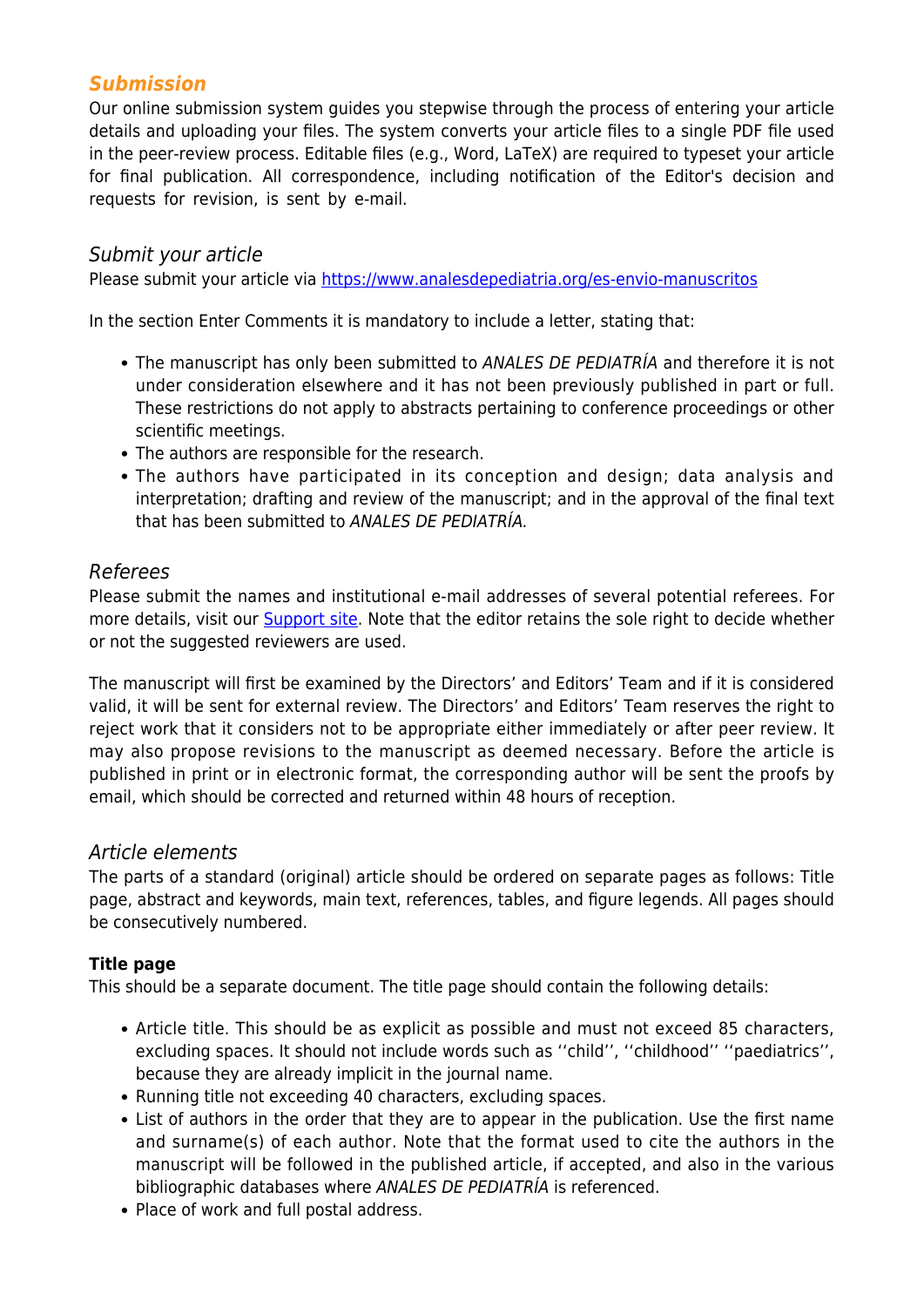## Submission

Our online submission system guides you stepwise through the process of entering your article details and uploading your files. The system converts your article files to a single PDF file used in the peer-review process. Editable files (e.g., Word, LaTeX) are required to typeset your article for final publication. All correspondence, including notification of the Editor's decision and requests for revision, is sent by e-mail.

### *Submit your article*

Please submit your article via [https://www.analesdepediatria.org/es-envio-manuscritos](https://www.analesdepediatria.org/es-envio-manuscritos)

In the section Enter Comments it is mandatory to include a letter, stating that:

- The manuscript has only been submitted to *ANALES DE PEDIATRÍA* and therefore it is not under consideration elsewhere and it has not been previously published in part or full. These restrictions do not apply to abstracts pertaining to conference proceedings or other scientific meetings.
- The authors are responsible for the research.
- The authors have participated in its conception and design; data analysis and interpretation; drafting and review of the manuscript; and in the approval of the final text that has been submitted to *ANALES DE PEDIATRÍA.*

### *Referees*

Please submit the names and institutional e-mail addresses of several potential referees. For more details, visit our Support site. Note that the editor retains the sole right to decide whether or not the suggested reviewers are used.

The manuscript will first be examined by the Directors' and Editors' Team and if it is considered valid, it will be sent for external review. The Directors' and Editors' Team reserves the right to reject work that it considers not to be appropriate either immediately or after peer review. It may also propose revisions to the manuscript as deemed necessary. Before the article is published in print or in electronic format, the corresponding author will be sent the proofs by email, which should be corrected and returned within 48 hours of reception.

### *Article elements*

The parts of a standard (original) article should be ordered on separate pages as follows: Title page, abstract and keywords, main text, references, tables, and figure legends. All pages should be consecutively numbered.

**Title page**

This should be a separate document. The title page should contain the following details:

- Article title. This should be as explicit as possible and must not exceed 85 characters, excluding spaces. It should not include words such as ''child'', ''childhood'' ''paediatrics'', because they are already implicit in the journal name.
- Running title not exceeding 40 characters, excluding spaces.
- List of authors in the order that they are to appear in the publication. Use the first name and surname(s) of each author. Note that the format used to cite the authors in the manuscript will be followed in the published article, if accepted, and also in the various bibliographic databases where *ANALES DE PEDIATRÍA* is referenced.
- Place of work and full postal address.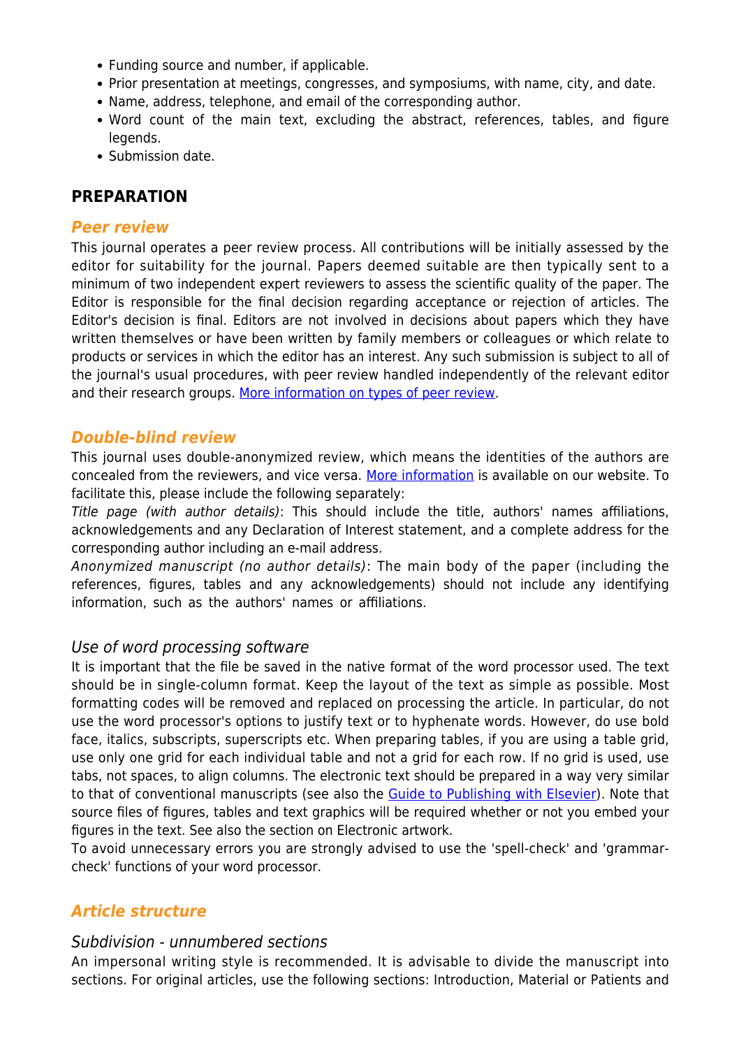- Funding source and number, if applicable.
- Prior presentation at meetings, congresses, and symposiums, with name, city, and date.
- Name, address, telephone, and email of the corresponding author.
- Word count of the main text, excluding the abstract, references, tables, and figure legends.
- Submission date.

## PREPARATION

### *Peer review*

This journal operates a peer review process. All contributions will be initially assessed by the editor for suitability for the journal. Papers deemed suitable are then typically sent to a minimum of two independent expert reviewers to assess the scientific quality of the paper. The Editor is responsible for the final decision regarding acceptance or rejection of articles. The Editor's decision is final. Editors are not involved in decisions about papers which they have written themselves or have been written by family members or colleagues or which relate to products or services in which the editor has an interest. Any such submission is subject to all of the journal's usual procedures, with peer review handled independently of the relevant editor and their research groups. More information on types of peer review.

### *Double-blind review*

This journal uses double-anonymized review, which means the identities of the authors are concealed from the reviewers, and vice versa. More information is available on our website. To facilitate this, please include the following separately:

*Title page (with author details)*: This should include the title, authors' names affiliations, acknowledgements and any Declaration of Interest statement, and a complete address for the corresponding author including an e-mail address.

*Anonymized manuscript (no author details)*: The main body of the paper (including the references, figures, tables and any acknowledgements) should not include any identifying information, such as the authors' names or affiliations.

#### *Use of word processing software*

It is important that the file be saved in the native format of the word processor used. The text should be in single-column format. Keep the layout of the text as simple as possible. Most formatting codes will be removed and replaced on processing the article. In particular, do not use the word processor's options to justify text or to hyphenate words. However, do use bold face, italics, subscripts, superscripts etc. When preparing tables, if you are using a table grid, use only one grid for each individual table and not a grid for each row. If no grid is used, use tabs, not spaces, to align columns. The electronic text should be prepared in a way very similar to that of conventional manuscripts (see also the Guide to Publishing with Elsevier). Note that source files of figures, tables and text graphics will be required whether or not you embed your figures in the text. See also the section on Electronic artwork.

To avoid unnecessary errors you are strongly advised to use the 'spell-check' and 'grammar-check' functions of your word processor.

### *Article structure*

#### *Subdivision - unnumbered sections*

An impersonal writing style is recommended. It is advisable to divide the manuscript into sections. For original articles, use the following sections: Introduction, Material or Patients and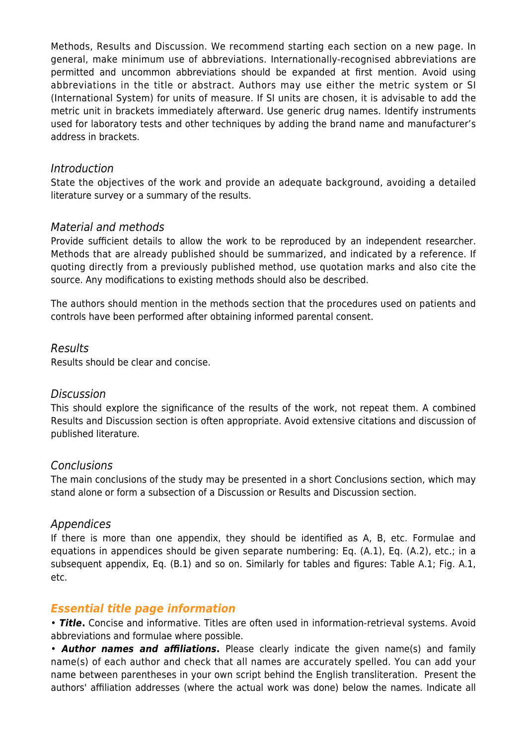Methods, Results and Discussion. We recommend starting each section on a new page. In general, make minimum use of abbreviations. Internationally-recognised abbreviations are permitted and uncommon abbreviations should be expanded at first mention. Avoid using abbreviations in the title or abstract. Authors may use either the metric system or SI (International System) for units of measure. If SI units are chosen, it is advisable to add the metric unit in brackets immediately afterward. Use generic drug names. Identify instruments used for laboratory tests and other techniques by adding the brand name and manufacturer's address in brackets.

### *Introduction*

State the objectives of the work and provide an adequate background, avoiding a detailed literature survey or a summary of the results.

### *Material and methods*

Provide sufficient details to allow the work to be reproduced by an independent researcher. Methods that are already published should be summarized, and indicated by a reference. If quoting directly from a previously published method, use quotation marks and also cite the source. Any modifications to existing methods should also be described.

The authors should mention in the methods section that the procedures used on patients and controls have been performed after obtaining informed parental consent.

### *Results*

Results should be clear and concise.

### *Discussion*

This should explore the significance of the results of the work, not repeat them. A combined Results and Discussion section is often appropriate. Avoid extensive citations and discussion of published literature.

### *Conclusions*

The main conclusions of the study may be presented in a short Conclusions section, which may stand alone or form a subsection of a Discussion or Results and Discussion section.

### *Appendices*

If there is more than one appendix, they should be identified as A, B, etc. Formulae and equations in appendices should be given separate numbering: Eq. (A.1), Eq. (A.2), etc.; in a subsequent appendix, Eq. (B.1) and so on. Similarly for tables and figures: Table A.1; Fig. A.1, etc.

## ***Essential title page information***

• ***Title.*** Concise and informative. Titles are often used in information-retrieval systems. Avoid abbreviations and formulae where possible.

• ***Author names and affiliations.*** Please clearly indicate the given name(s) and family name(s) of each author and check that all names are accurately spelled. You can add your name between parentheses in your own script behind the English transliteration. Present the authors' affiliation addresses (where the actual work was done) below the names. Indicate all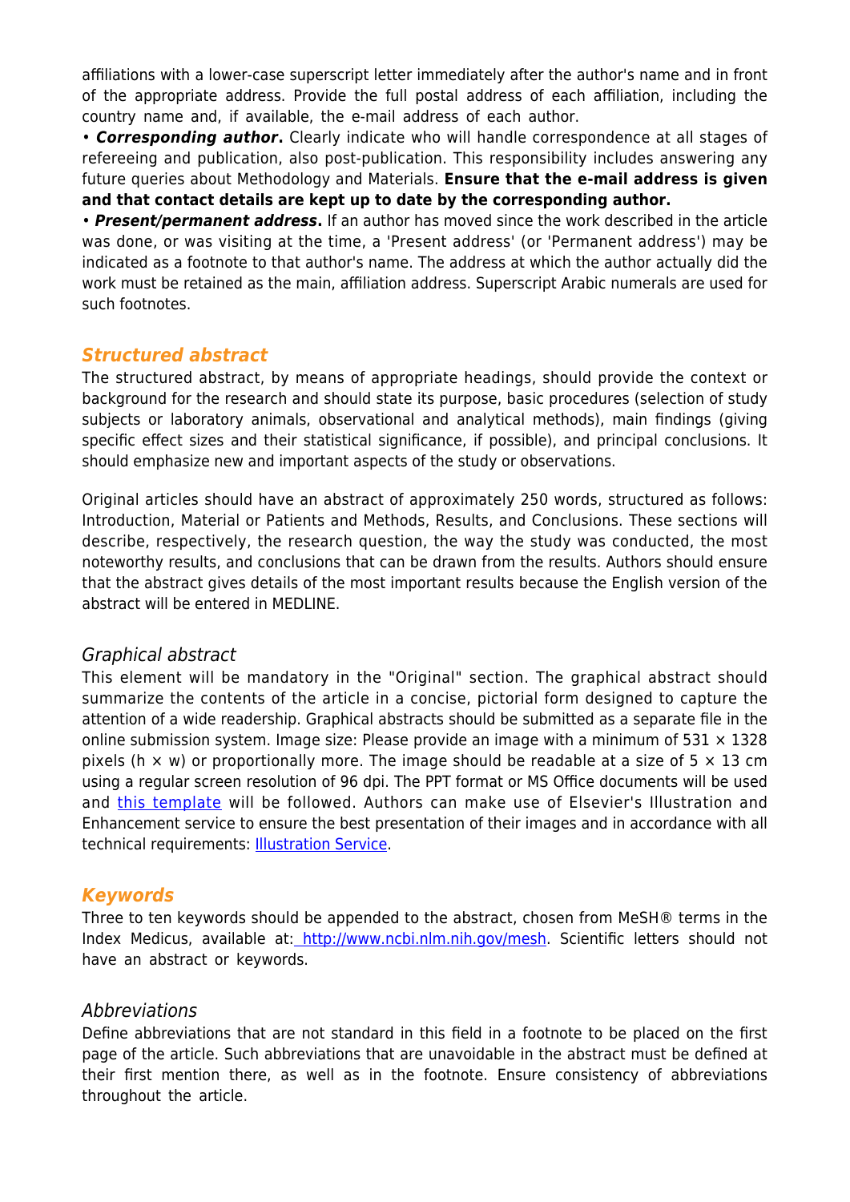affiliations with a lower-case superscript letter immediately after the author's name and in front of the appropriate address. Provide the full postal address of each affiliation, including the country name and, if available, the e-mail address of each author.

• ***Corresponding author*.** Clearly indicate who will handle correspondence at all stages of refereeing and publication, also post-publication. This responsibility includes answering any future queries about Methodology and Materials. **Ensure that the e-mail address is given and that contact details are kept up to date by the corresponding author.**

• ***Present/permanent address*.** If an author has moved since the work described in the article was done, or was visiting at the time, a 'Present address' (or 'Permanent address') may be indicated as a footnote to that author's name. The address at which the author actually did the work must be retained as the main, affiliation address. Superscript Arabic numerals are used for such footnotes.

## *Structured abstract*

The structured abstract, by means of appropriate headings, should provide the context or background for the research and should state its purpose, basic procedures (selection of study subjects or laboratory animals, observational and analytical methods), main findings (giving specific effect sizes and their statistical significance, if possible), and principal conclusions. It should emphasize new and important aspects of the study or observations.

Original articles should have an abstract of approximately 250 words, structured as follows: Introduction, Material or Patients and Methods, Results, and Conclusions. These sections will describe, respectively, the research question, the way the study was conducted, the most noteworthy results, and conclusions that can be drawn from the results. Authors should ensure that the abstract gives details of the most important results because the English version of the abstract will be entered in MEDLINE.

### *Graphical abstract*

This element will be mandatory in the "Original" section. The graphical abstract should summarize the contents of the article in a concise, pictorial form designed to capture the attention of a wide readership. Graphical abstracts should be submitted as a separate file in the online submission system. Image size: Please provide an image with a minimum of 531 × 1328 pixels (h × w) or proportionally more. The image should be readable at a size of 5 × 13 cm using a regular screen resolution of 96 dpi. The PPT format or MS Office documents will be used and [this template]() will be followed. Authors can make use of Elsevier's Illustration and Enhancement service to ensure the best presentation of their images and in accordance with all technical requirements: [Illustration Service]().

## *Keywords*

Three to ten keywords should be appended to the abstract, chosen from MeSH® terms in the Index Medicus, available at: [http://www.ncbi.nlm.nih.gov/mesh](http://www.ncbi.nlm.nih.gov/mesh). Scientific letters should not have an abstract or keywords.

### *Abbreviations*

Define abbreviations that are not standard in this field in a footnote to be placed on the first page of the article. Such abbreviations that are unavoidable in the abstract must be defined at their first mention there, as well as in the footnote. Ensure consistency of abbreviations throughout the article.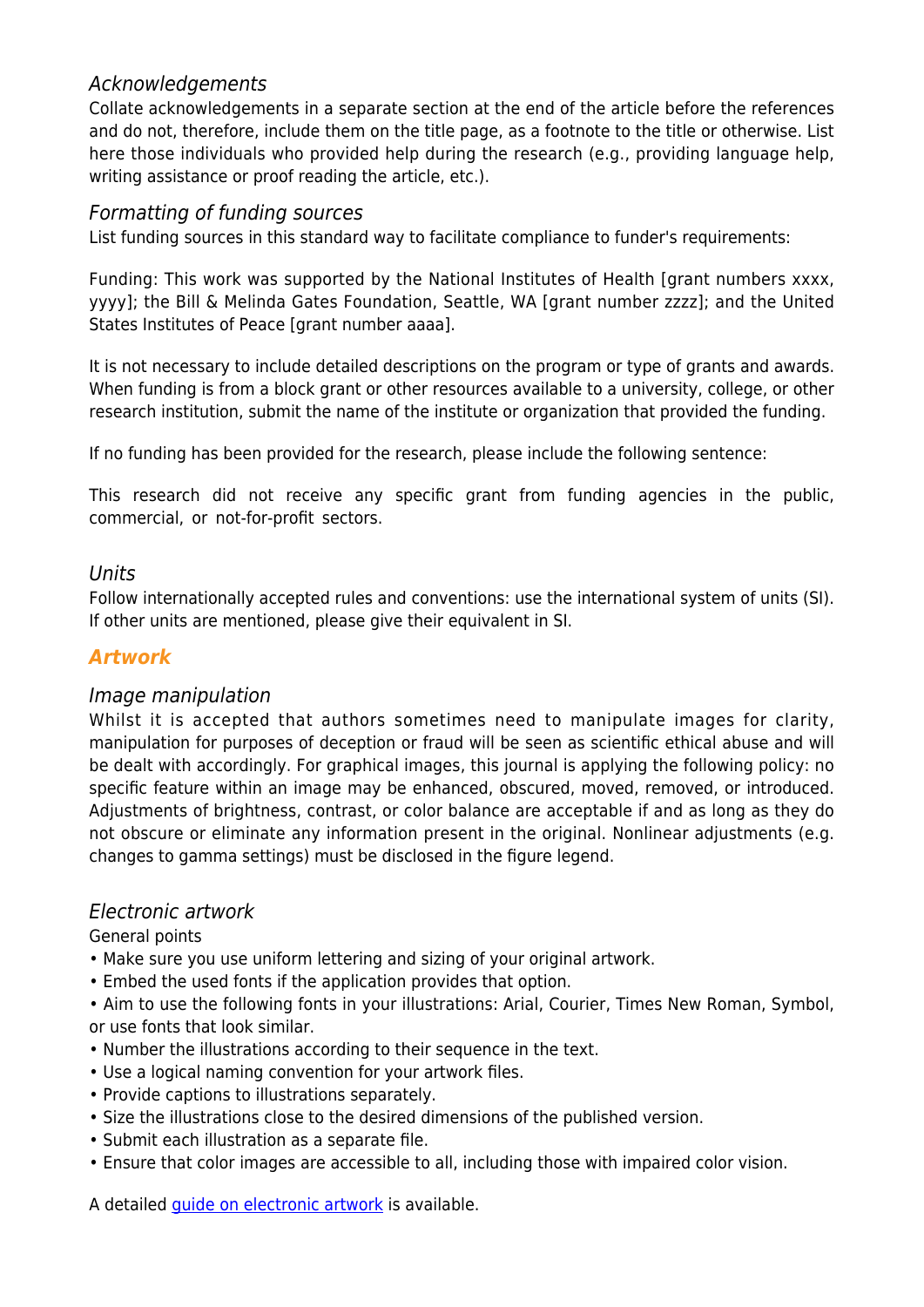### *Acknowledgements*

Collate acknowledgements in a separate section at the end of the article before the references and do not, therefore, include them on the title page, as a footnote to the title or otherwise. List here those individuals who provided help during the research (e.g., providing language help, writing assistance or proof reading the article, etc.).

### *Formatting of funding sources*

List funding sources in this standard way to facilitate compliance to funder's requirements:

Funding: This work was supported by the National Institutes of Health [grant numbers xxxx, yyyy]; the Bill & Melinda Gates Foundation, Seattle, WA [grant number zzzz]; and the United States Institutes of Peace [grant number aaaa].

It is not necessary to include detailed descriptions on the program or type of grants and awards. When funding is from a block grant or other resources available to a university, college, or other research institution, submit the name of the institute or organization that provided the funding.

If no funding has been provided for the research, please include the following sentence:

This research did not receive any specific grant from funding agencies in the public, commercial, or not-for-profit sectors.

### *Units*

Follow internationally accepted rules and conventions: use the international system of units (SI). If other units are mentioned, please give their equivalent in SI.

## ***Artwork***

### *Image manipulation*

Whilst it is accepted that authors sometimes need to manipulate images for clarity, manipulation for purposes of deception or fraud will be seen as scientific ethical abuse and will be dealt with accordingly. For graphical images, this journal is applying the following policy: no specific feature within an image may be enhanced, obscured, moved, removed, or introduced. Adjustments of brightness, contrast, or color balance are acceptable if and as long as they do not obscure or eliminate any information present in the original. Nonlinear adjustments (e.g. changes to gamma settings) must be disclosed in the figure legend.

### *Electronic artwork*

General points

- Make sure you use uniform lettering and sizing of your original artwork.
- Embed the used fonts if the application provides that option.
- Aim to use the following fonts in your illustrations: Arial, Courier, Times New Roman, Symbol, or use fonts that look similar.
- Number the illustrations according to their sequence in the text.
- Use a logical naming convention for your artwork files.
- Provide captions to illustrations separately.
- Size the illustrations close to the desired dimensions of the published version.
- Submit each illustration as a separate file.
- Ensure that color images are accessible to all, including those with impaired color vision.

A detailed guide on electronic artwork is available.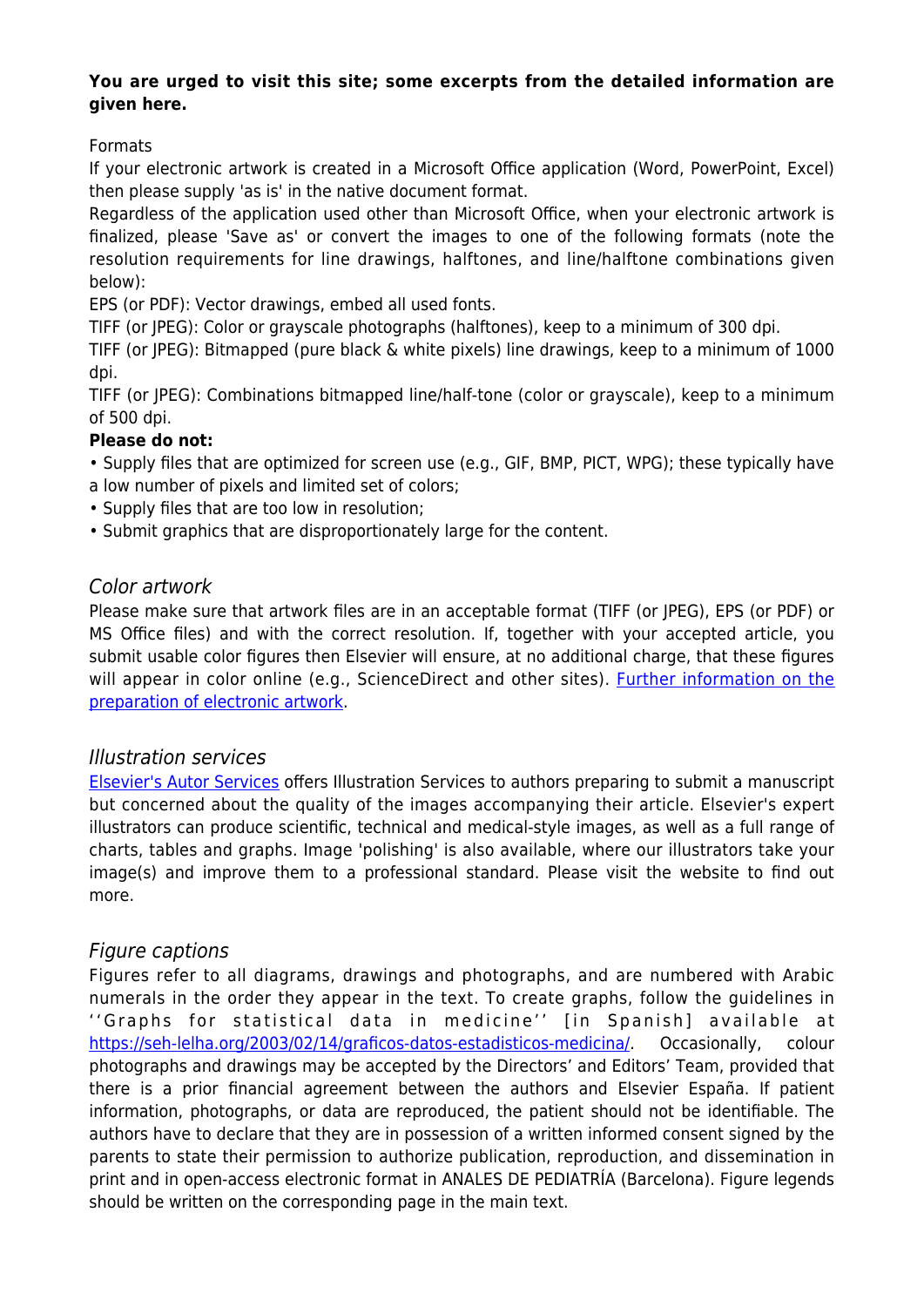**You are urged to visit this site; some excerpts from the detailed information are given here.**

Formats

If your electronic artwork is created in a Microsoft Office application (Word, PowerPoint, Excel) then please supply 'as is' in the native document format.

Regardless of the application used other than Microsoft Office, when your electronic artwork is finalized, please 'Save as' or convert the images to one of the following formats (note the resolution requirements for line drawings, halftones, and line/halftone combinations given below):

EPS (or PDF): Vector drawings, embed all used fonts.

TIFF (or JPEG): Color or grayscale photographs (halftones), keep to a minimum of 300 dpi.

TIFF (or JPEG): Bitmapped (pure black & white pixels) line drawings, keep to a minimum of 1000 dpi.

TIFF (or JPEG): Combinations bitmapped line/half-tone (color or grayscale), keep to a minimum of 500 dpi.

**Please do not:**

- Supply files that are optimized for screen use (e.g., GIF, BMP, PICT, WPG); these typically have a low number of pixels and limited set of colors;
- Supply files that are too low in resolution;
- Submit graphics that are disproportionately large for the content.

### *Color artwork*

Please make sure that artwork files are in an acceptable format (TIFF (or JPEG), EPS (or PDF) or MS Office files) and with the correct resolution. If, together with your accepted article, you submit usable color figures then Elsevier will ensure, at no additional charge, that these figures will appear in color online (e.g., ScienceDirect and other sites). Further information on the preparation of electronic artwork.

### *Illustration services*

Elsevier's Autor Services offers Illustration Services to authors preparing to submit a manuscript but concerned about the quality of the images accompanying their article. Elsevier's expert illustrators can produce scientific, technical and medical-style images, as well as a full range of charts, tables and graphs. Image 'polishing' is also available, where our illustrators take your image(s) and improve them to a professional standard. Please visit the website to find out more.

### *Figure captions*

Figures refer to all diagrams, drawings and photographs, and are numbered with Arabic numerals in the order they appear in the text. To create graphs, follow the guidelines in ''Graphs for statistical data in medicine'' [in Spanish] available at https://seh-lelha.org/2003/02/14/graficos-datos-estadisticos-medicina/. Occasionally, colour photographs and drawings may be accepted by the Directors' and Editors' Team, provided that there is a prior financial agreement between the authors and Elsevier España. If patient information, photographs, or data are reproduced, the patient should not be identifiable. The authors have to declare that they are in possession of a written informed consent signed by the parents to state their permission to authorize publication, reproduction, and dissemination in print and in open-access electronic format in ANALES DE PEDIATRÍA (Barcelona). Figure legends should be written on the corresponding page in the main text.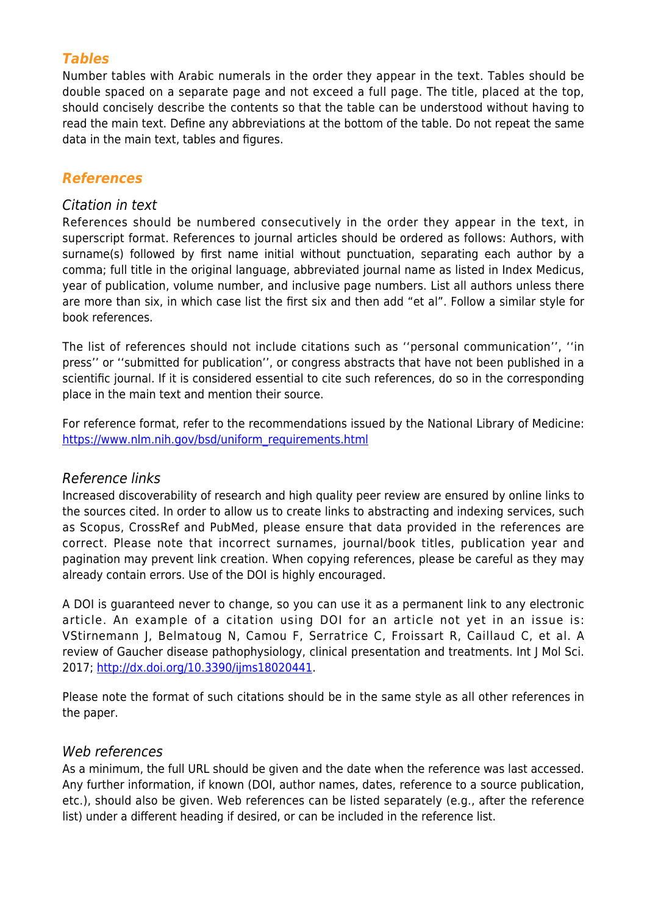## ***Tables***

Number tables with Arabic numerals in the order they appear in the text. Tables should be double spaced on a separate page and not exceed a full page. The title, placed at the top, should concisely describe the contents so that the table can be understood without having to read the main text. Define any abbreviations at the bottom of the table. Do not repeat the same data in the main text, tables and figures.

## ***References***

### *Citation in text*

References should be numbered consecutively in the order they appear in the text, in superscript format. References to journal articles should be ordered as follows: Authors, with surname(s) followed by first name initial without punctuation, separating each author by a comma; full title in the original language, abbreviated journal name as listed in Index Medicus, year of publication, volume number, and inclusive page numbers. List all authors unless there are more than six, in which case list the first six and then add "et al". Follow a similar style for book references.

The list of references should not include citations such as ''personal communication'', ''in press'' or ''submitted for publication'', or congress abstracts that have not been published in a scientific journal. If it is considered essential to cite such references, do so in the corresponding place in the main text and mention their source.

For reference format, refer to the recommendations issued by the National Library of Medicine: https://www.nlm.nih.gov/bsd/uniform_requirements.html

### *Reference links*

Increased discoverability of research and high quality peer review are ensured by online links to the sources cited. In order to allow us to create links to abstracting and indexing services, such as Scopus, CrossRef and PubMed, please ensure that data provided in the references are correct. Please note that incorrect surnames, journal/book titles, publication year and pagination may prevent link creation. When copying references, please be careful as they may already contain errors. Use of the DOI is highly encouraged.

A DOI is guaranteed never to change, so you can use it as a permanent link to any electronic article. An example of a citation using DOI for an article not yet in an issue is: VStirnemann J, Belmatoug N, Camou F, Serratrice C, Froissart R, Caillaud C, et al. A review of Gaucher disease pathophysiology, clinical presentation and treatments. Int J Mol Sci. 2017; http://dx.doi.org/10.3390/ijms18020441.

Please note the format of such citations should be in the same style as all other references in the paper.

### *Web references*

As a minimum, the full URL should be given and the date when the reference was last accessed. Any further information, if known (DOI, author names, dates, reference to a source publication, etc.), should also be given. Web references can be listed separately (e.g., after the reference list) under a different heading if desired, or can be included in the reference list.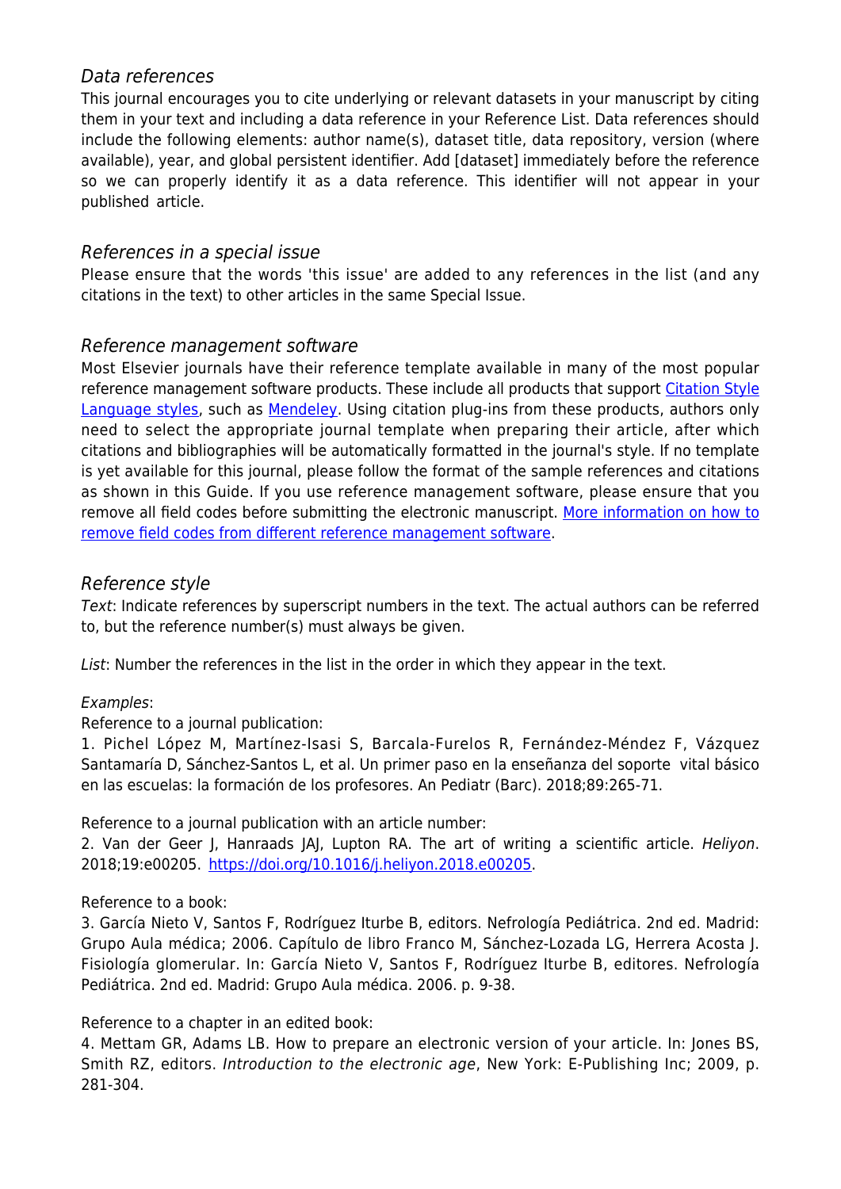### *Data references*

This journal encourages you to cite underlying or relevant datasets in your manuscript by citing them in your text and including a data reference in your Reference List. Data references should include the following elements: author name(s), dataset title, data repository, version (where available), year, and global persistent identifier. Add [dataset] immediately before the reference so we can properly identify it as a data reference. This identifier will not appear in your published article.

### *References in a special issue*

Please ensure that the words 'this issue' are added to any references in the list (and any citations in the text) to other articles in the same Special Issue.

### *Reference management software*

Most Elsevier journals have their reference template available in many of the most popular reference management software products. These include all products that support Citation Style Language styles, such as Mendeley. Using citation plug-ins from these products, authors only need to select the appropriate journal template when preparing their article, after which citations and bibliographies will be automatically formatted in the journal's style. If no template is yet available for this journal, please follow the format of the sample references and citations as shown in this Guide. If you use reference management software, please ensure that you remove all field codes before submitting the electronic manuscript. More information on how to remove field codes from different reference management software.

### *Reference style*

*Text*: Indicate references by superscript numbers in the text. The actual authors can be referred to, but the reference number(s) must always be given.

*List*: Number the references in the list in the order in which they appear in the text.

*Examples*:

Reference to a journal publication:

1. Pichel López M, Martínez-Isasi S, Barcala-Furelos R, Fernández-Méndez F, Vázquez Santamaría D, Sánchez-Santos L, et al. Un primer paso en la enseñanza del soporte vital básico en las escuelas: la formación de los profesores. An Pediatr (Barc). 2018;89:265-71.

Reference to a journal publication with an article number:

2. Van der Geer J, Hanraads JAJ, Lupton RA. The art of writing a scientific article. *Heliyon*. 2018;19:e00205. https://doi.org/10.1016/j.heliyon.2018.e00205.

Reference to a book:

3. García Nieto V, Santos F, Rodríguez Iturbe B, editors. Nefrología Pediátrica. 2nd ed. Madrid: Grupo Aula médica; 2006. Capítulo de libro Franco M, Sánchez-Lozada LG, Herrera Acosta J. Fisiología glomerular. In: García Nieto V, Santos F, Rodríguez Iturbe B, editores. Nefrología Pediátrica. 2nd ed. Madrid: Grupo Aula médica. 2006. p. 9-38.

Reference to a chapter in an edited book:

4. Mettam GR, Adams LB. How to prepare an electronic version of your article. In: Jones BS, Smith RZ, editors. *Introduction to the electronic age*, New York: E-Publishing Inc; 2009, p. 281-304.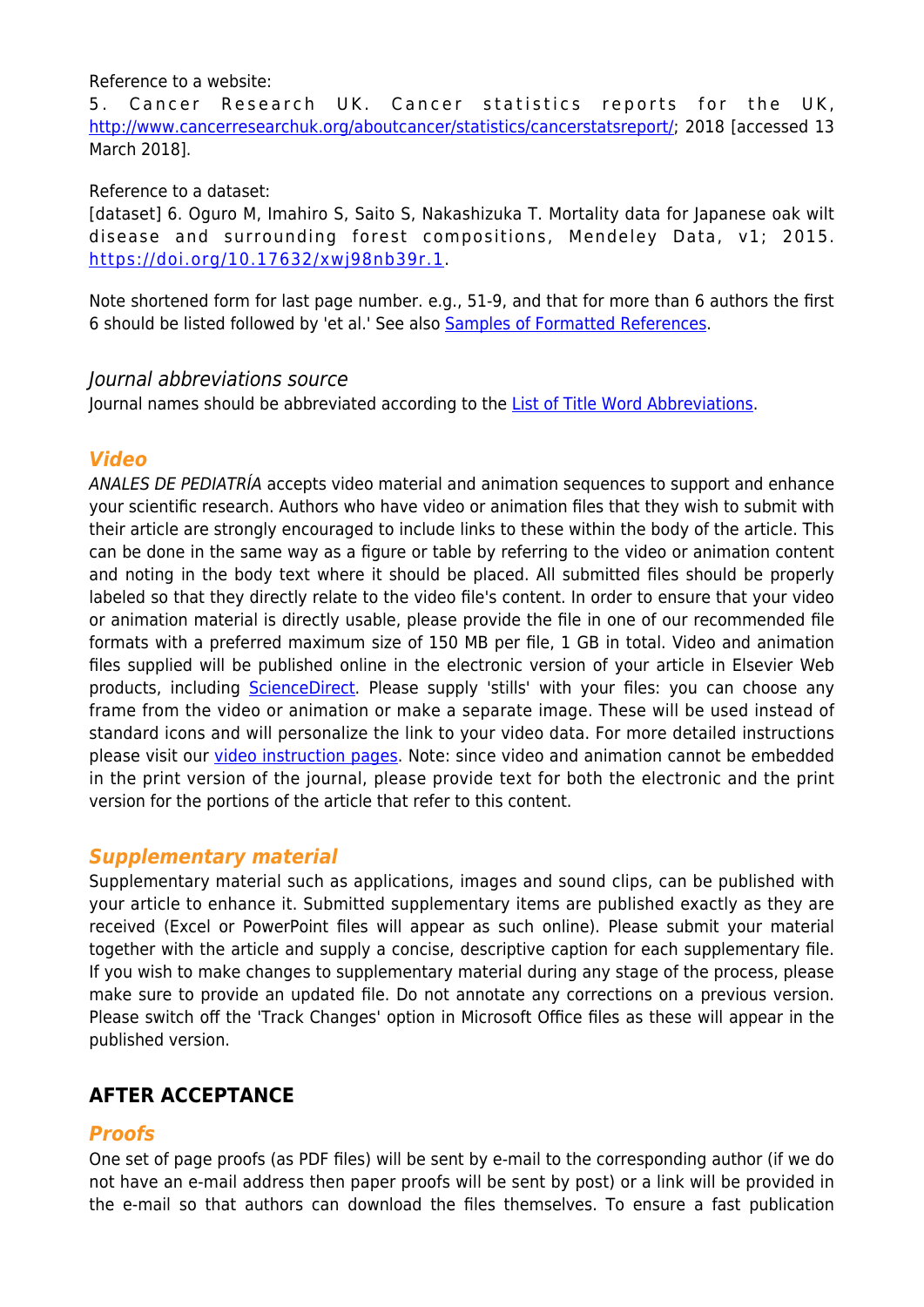Reference to a website:
5. Cancer Research UK. Cancer statistics reports for the UK, http://www.cancerresearchuk.org/aboutcancer/statistics/cancerstatsreport/; 2018 [accessed 13 March 2018].

Reference to a dataset:
[dataset] 6. Oguro M, Imahiro S, Saito S, Nakashizuka T. Mortality data for Japanese oak wilt disease and surrounding forest compositions, Mendeley Data, v1; 2015. https://doi.org/10.17632/xwj98nb39r.1.

Note shortened form for last page number. e.g., 51-9, and that for more than 6 authors the first 6 should be listed followed by 'et al.' See also Samples of Formatted References.

### *Journal abbreviations source*

Journal names should be abbreviated according to the List of Title Word Abbreviations.

## *Video*

*ANALES DE PEDIATRÍA* accepts video material and animation sequences to support and enhance your scientific research. Authors who have video or animation files that they wish to submit with their article are strongly encouraged to include links to these within the body of the article. This can be done in the same way as a figure or table by referring to the video or animation content and noting in the body text where it should be placed. All submitted files should be properly labeled so that they directly relate to the video file's content. In order to ensure that your video or animation material is directly usable, please provide the file in one of our recommended file formats with a preferred maximum size of 150 MB per file, 1 GB in total. Video and animation files supplied will be published online in the electronic version of your article in Elsevier Web products, including ScienceDirect. Please supply 'stills' with your files: you can choose any frame from the video or animation or make a separate image. These will be used instead of standard icons and will personalize the link to your video data. For more detailed instructions please visit our video instruction pages. Note: since video and animation cannot be embedded in the print version of the journal, please provide text for both the electronic and the print version for the portions of the article that refer to this content.

## *Supplementary material*

Supplementary material such as applications, images and sound clips, can be published with your article to enhance it. Submitted supplementary items are published exactly as they are received (Excel or PowerPoint files will appear as such online). Please submit your material together with the article and supply a concise, descriptive caption for each supplementary file. If you wish to make changes to supplementary material during any stage of the process, please make sure to provide an updated file. Do not annotate any corrections on a previous version. Please switch off the 'Track Changes' option in Microsoft Office files as these will appear in the published version.

# AFTER ACCEPTANCE

## *Proofs*

One set of page proofs (as PDF files) will be sent by e-mail to the corresponding author (if we do not have an e-mail address then paper proofs will be sent by post) or a link will be provided in the e-mail so that authors can download the files themselves. To ensure a fast publication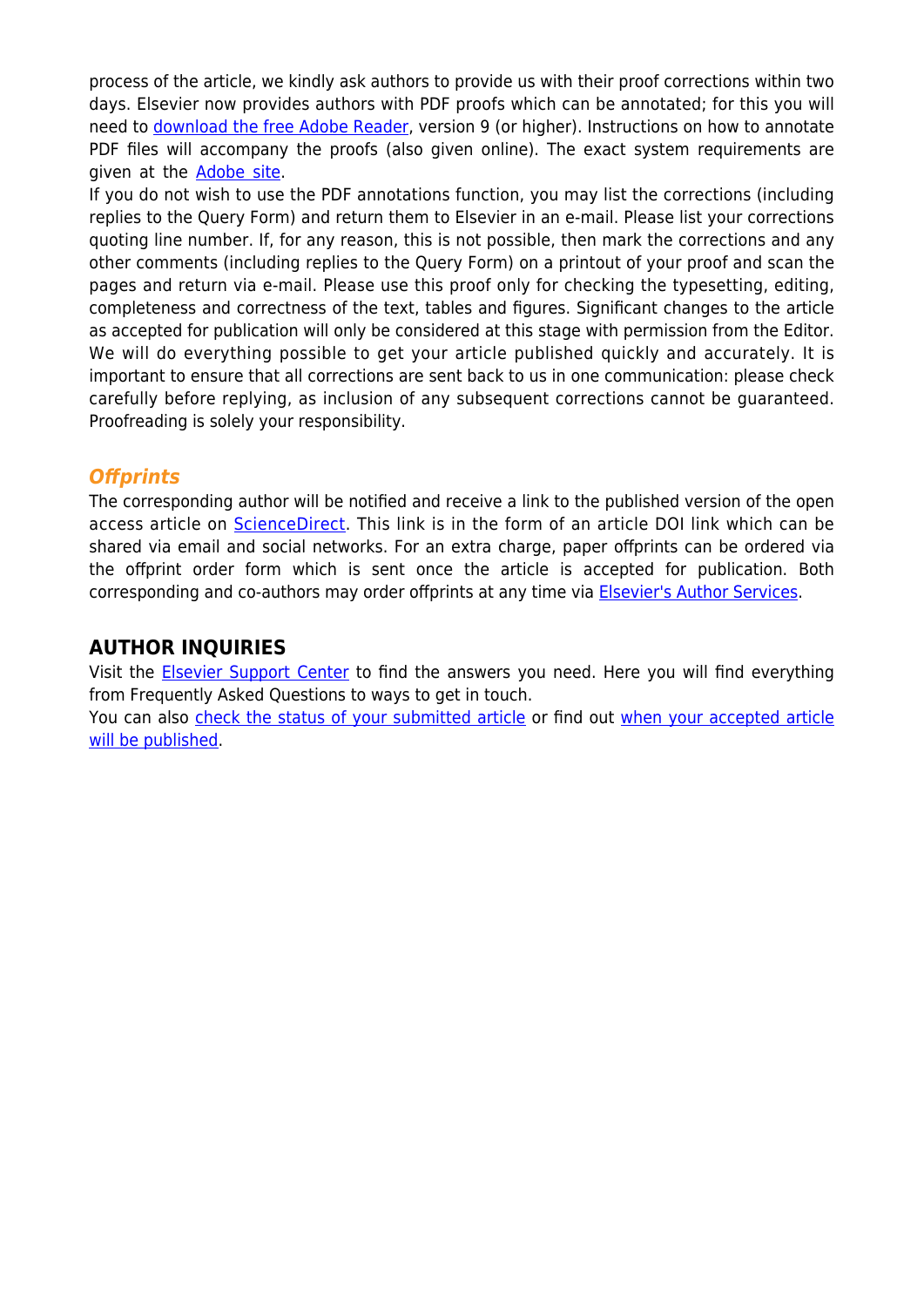process of the article, we kindly ask authors to provide us with their proof corrections within two days. Elsevier now provides authors with PDF proofs which can be annotated; for this you will need to download the free Adobe Reader, version 9 (or higher). Instructions on how to annotate PDF files will accompany the proofs (also given online). The exact system requirements are given at the Adobe site.

If you do not wish to use the PDF annotations function, you may list the corrections (including replies to the Query Form) and return them to Elsevier in an e-mail. Please list your corrections quoting line number. If, for any reason, this is not possible, then mark the corrections and any other comments (including replies to the Query Form) on a printout of your proof and scan the pages and return via e-mail. Please use this proof only for checking the typesetting, editing, completeness and correctness of the text, tables and figures. Significant changes to the article as accepted for publication will only be considered at this stage with permission from the Editor. We will do everything possible to get your article published quickly and accurately. It is important to ensure that all corrections are sent back to us in one communication: please check carefully before replying, as inclusion of any subsequent corrections cannot be guaranteed. Proofreading is solely your responsibility.

### *Offprints*

The corresponding author will be notified and receive a link to the published version of the open access article on ScienceDirect. This link is in the form of an article DOI link which can be shared via email and social networks. For an extra charge, paper offprints can be ordered via the offprint order form which is sent once the article is accepted for publication. Both corresponding and co-authors may order offprints at any time via Elsevier's Author Services.

## AUTHOR INQUIRIES

Visit the Elsevier Support Center to find the answers you need. Here you will find everything from Frequently Asked Questions to ways to get in touch.

You can also check the status of your submitted article or find out when your accepted article will be published.